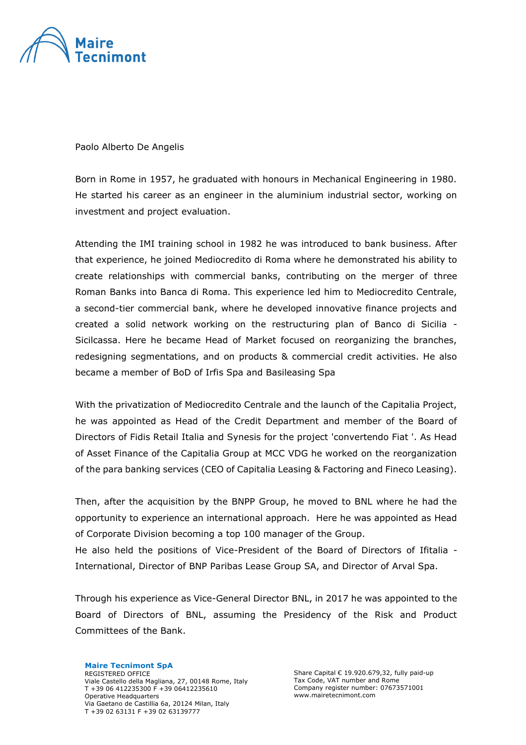Paolo Alberto De Angelis

Born in Rome in 1957, he graduated with honours in Mechanical Engineering in 1980. He started his career as an engineer in the aluminium industrial sector, working on investment and project evaluation.

Attending the IMI training school in 1982 he was introduced to bank business. After that experience, he joined Mediocredito di Roma where he demonstrated his ability to create relationships with commercial banks, contributing on the merger of three Roman Banks into Banca di Roma. This experience led him to Mediocredito Centrale, a second-tier commercial bank, where he developed innovative finance projects and created a solid network working on the restructuring plan of Banco di Sicilia - Sicilcassa. Here he became Head of Market focused on reorganizing the branches, redesigning segmentations, and on products & commercial credit activities. He also became a member of BoD of Irfis Spa and Basileasing Spa

With the privatization of Mediocredito Centrale and the launch of the Capitalia Project, he was appointed as Head of the Credit Department and member of the Board of Directors of Fidis Retail Italia and Synesis for the project 'convertendo Fiat '. As Head of Asset Finance of the Capitalia Group at MCC VDG he worked on the reorganization of the para banking services (CEO of Capitalia Leasing & Factoring and Fineco Leasing).

Then, after the acquisition by the BNPP Group, he moved to BNL where he had the opportunity to experience an international approach. Here he was appointed as Head of Corporate Division becoming a top 100 manager of the Group.
He also held the positions of Vice-President of the Board of Directors of Ifitalia - International, Director of BNP Paribas Lease Group SA, and Director of Arval Spa.

Through his experience as Vice-General Director BNL, in 2017 he was appointed to the Board of Directors of BNL, assuming the Presidency of the Risk and Product Committees of the Bank.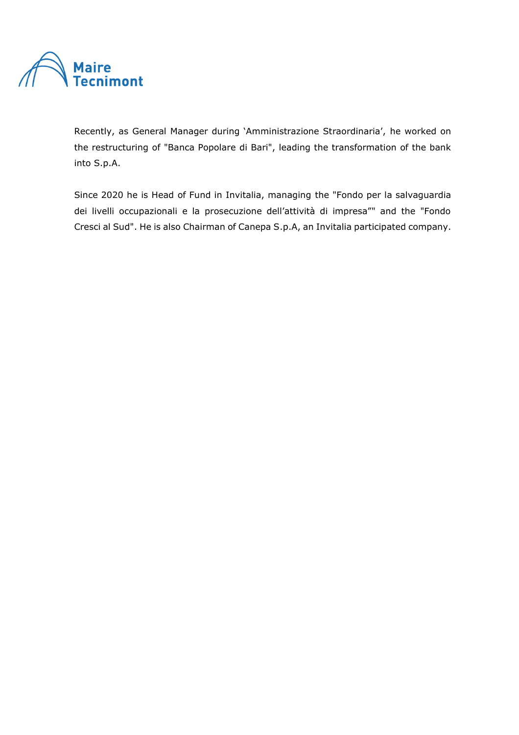Recently, as General Manager during ‘Amministrazione Straordinaria’, he worked on the restructuring of "Banca Popolare di Bari", leading the transformation of the bank into S.p.A.

Since 2020 he is Head of Fund in Invitalia, managing the "Fondo per la salvaguardia dei livelli occupazionali e la prosecuzione dell’attività di impresa”" and the "Fondo Cresci al Sud". He is also Chairman of Canepa S.p.A, an Invitalia participated company.